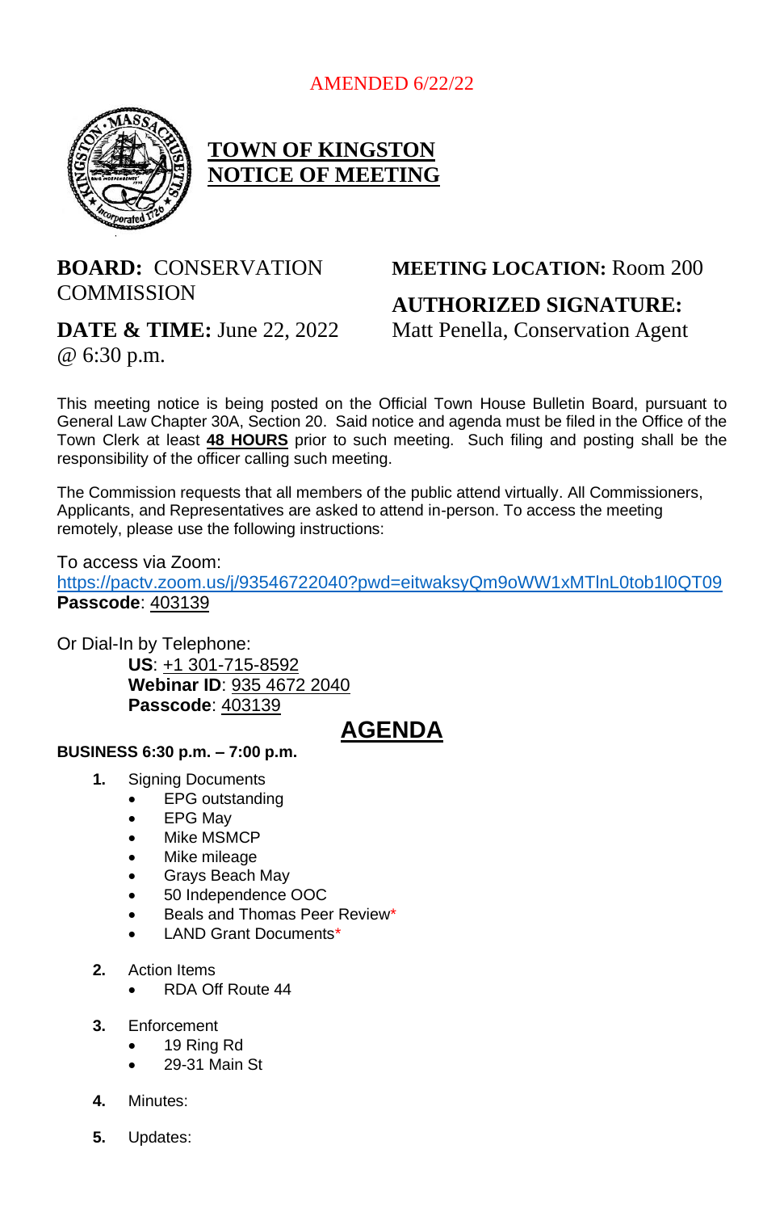AMENDED 6/22/22

# TOWN OF KINGSTON NOTICE OF MEETING

**BOARD:** CONSERVATION COMMISSION

**DATE & TIME:** June 22, 2022 @ 6:30 p.m.

**MEETING LOCATION:** Room 200

**AUTHORIZED SIGNATURE:** Matt Penella, Conservation Agent

This meeting notice is being posted on the Official Town House Bulletin Board, pursuant to General Law Chapter 30A, Section 20. Said notice and agenda must be filed in the Office of the Town Clerk at least **48 HOURS** prior to such meeting. Such filing and posting shall be the responsibility of the officer calling such meeting.

The Commission requests that all members of the public attend virtually. All Commissioners, Applicants, and Representatives are asked to attend in-person. To access the meeting remotely, please use the following instructions:

To access via Zoom:
https://pactv.zoom.us/j/93546722040?pwd=eitwaksyQm9oWW1xMTlnL0tob1l0QT09
**Passcode**: 403139

Or Dial-In by Telephone:
**US**: +1 301-715-8592
**Webinar ID**: 935 4672 2040
**Passcode**: 403139

## AGENDA

**BUSINESS 6:30 p.m. – 7:00 p.m.**

1. Signing Documents
   - EPG outstanding
   - EPG May
   - Mike MSMCP
   - Mike mileage
   - Grays Beach May
   - 50 Independence OOC
   - Beals and Thomas Peer Review*
   - LAND Grant Documents*
2. Action Items
   - RDA Off Route 44
3. Enforcement
   - 19 Ring Rd
   - 29-31 Main St
4. Minutes:
5. Updates: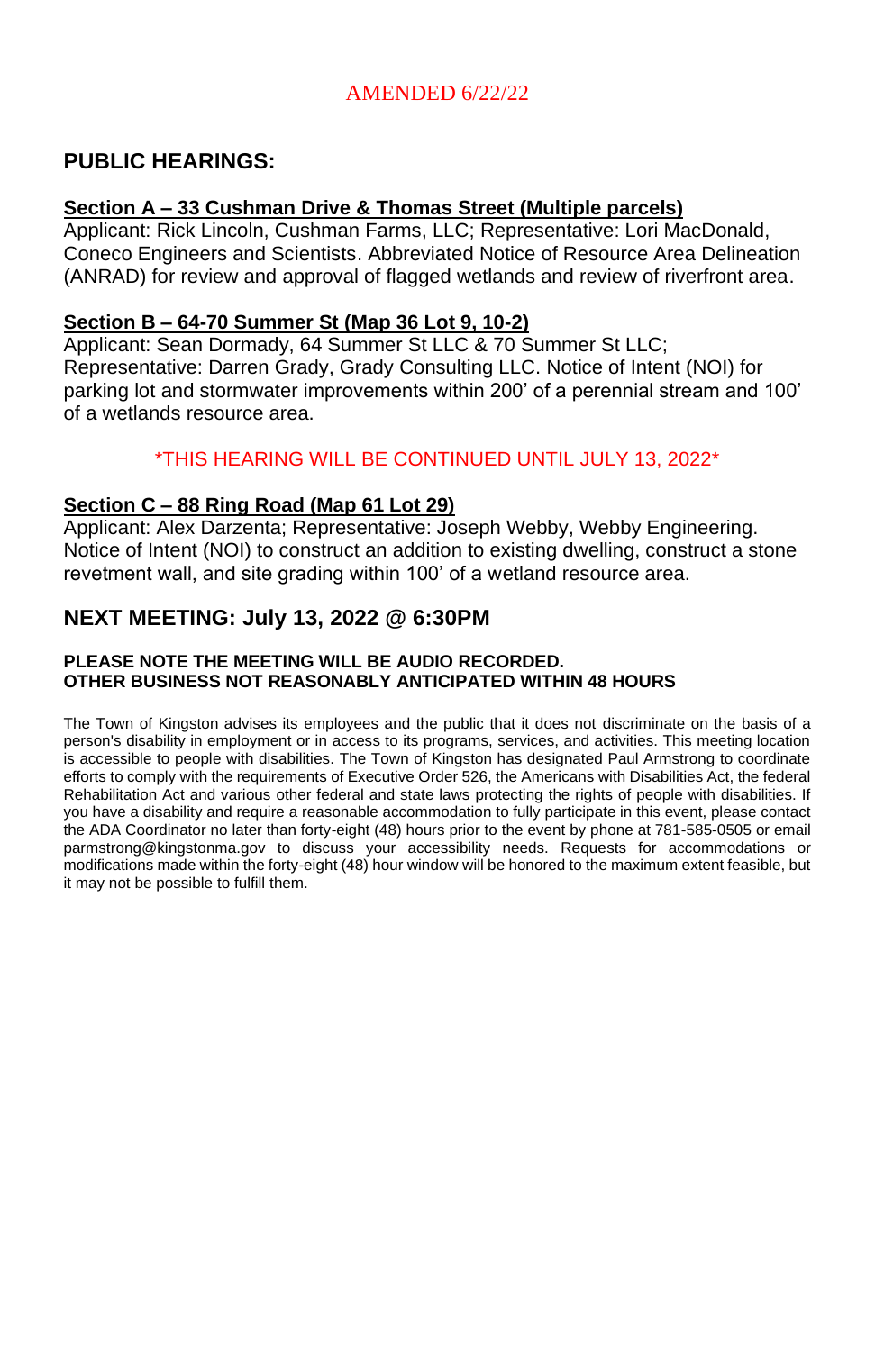AMENDED 6/22/22

## PUBLIC HEARINGS:

**Section A – 33 Cushman Drive & Thomas Street (Multiple parcels)**
Applicant: Rick Lincoln, Cushman Farms, LLC; Representative: Lori MacDonald, Coneco Engineers and Scientists. Abbreviated Notice of Resource Area Delineation (ANRAD) for review and approval of flagged wetlands and review of riverfront area.

**Section B – 64-70 Summer St (Map 36 Lot 9, 10-2)**
Applicant: Sean Dormady, 64 Summer St LLC & 70 Summer St LLC; Representative: Darren Grady, Grady Consulting LLC. Notice of Intent (NOI) for parking lot and stormwater improvements within 200' of a perennial stream and 100' of a wetlands resource area.

*THIS HEARING WILL BE CONTINUED UNTIL JULY 13, 2022*

**Section C – 88 Ring Road (Map 61 Lot 29)**
Applicant: Alex Darzenta; Representative: Joseph Webby, Webby Engineering. Notice of Intent (NOI) to construct an addition to existing dwelling, construct a stone revetment wall, and site grading within 100' of a wetland resource area.

## NEXT MEETING: July 13, 2022 @ 6:30PM

**PLEASE NOTE THE MEETING WILL BE AUDIO RECORDED.**
**OTHER BUSINESS NOT REASONABLY ANTICIPATED WITHIN 48 HOURS**

The Town of Kingston advises its employees and the public that it does not discriminate on the basis of a person's disability in employment or in access to its programs, services, and activities. This meeting location is accessible to people with disabilities. The Town of Kingston has designated Paul Armstrong to coordinate efforts to comply with the requirements of Executive Order 526, the Americans with Disabilities Act, the federal Rehabilitation Act and various other federal and state laws protecting the rights of people with disabilities. If you have a disability and require a reasonable accommodation to fully participate in this event, please contact the ADA Coordinator no later than forty-eight (48) hours prior to the event by phone at 781-585-0505 or email parmstrong@kingstonma.gov to discuss your accessibility needs. Requests for accommodations or modifications made within the forty-eight (48) hour window will be honored to the maximum extent feasible, but it may not be possible to fulfill them.